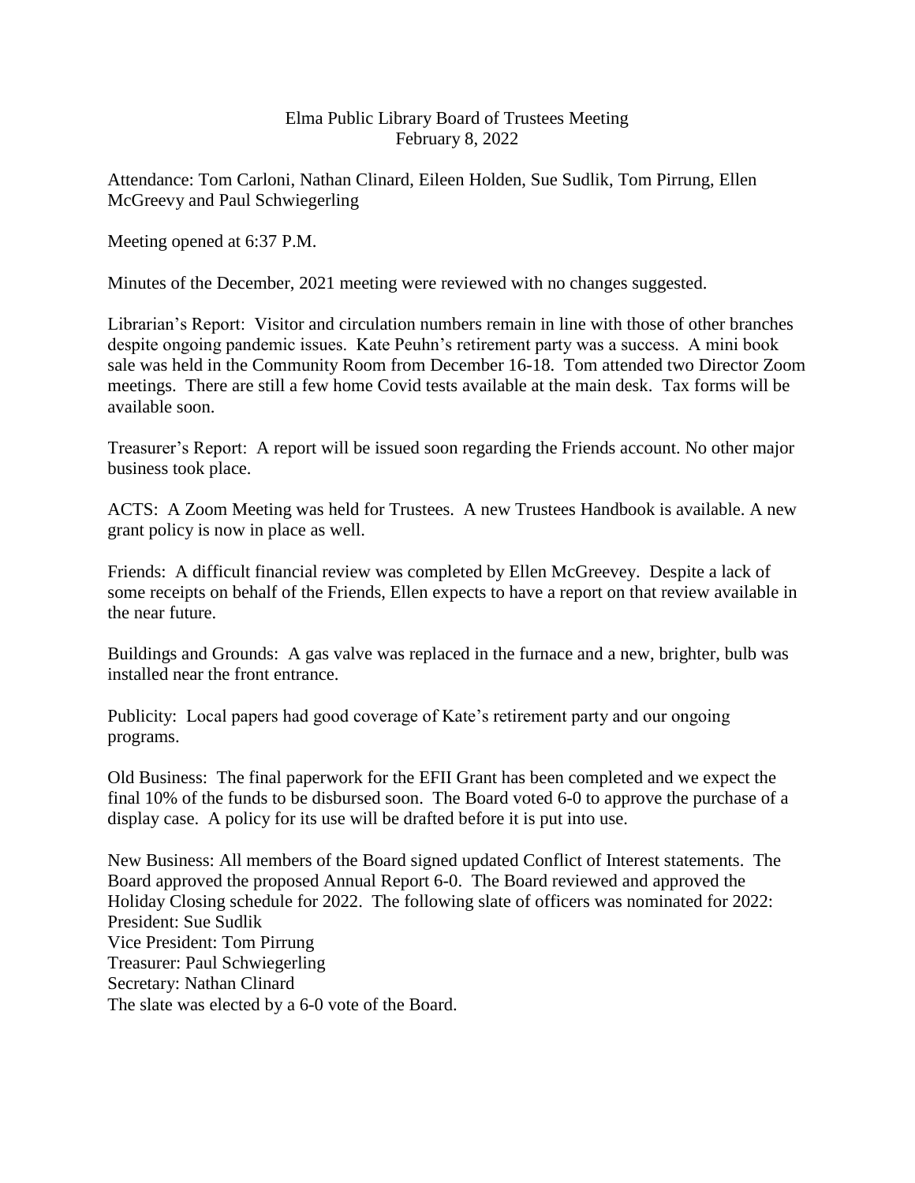# Elma Public Library Board of Trustees Meeting
## February 8, 2022

Attendance: Tom Carloni, Nathan Clinard, Eileen Holden, Sue Sudlik, Tom Pirrung, Ellen McGreevy and Paul Schwiegerling

Meeting opened at 6:37 P.M.

Minutes of the December, 2021 meeting were reviewed with no changes suggested.

Librarian's Report: Visitor and circulation numbers remain in line with those of other branches despite ongoing pandemic issues. Kate Peuhn's retirement party was a success. A mini book sale was held in the Community Room from December 16-18. Tom attended two Director Zoom meetings. There are still a few home Covid tests available at the main desk. Tax forms will be available soon.

Treasurer's Report: A report will be issued soon regarding the Friends account. No other major business took place.

ACTS: A Zoom Meeting was held for Trustees. A new Trustees Handbook is available. A new grant policy is now in place as well.

Friends: A difficult financial review was completed by Ellen McGreevey. Despite a lack of some receipts on behalf of the Friends, Ellen expects to have a report on that review available in the near future.

Buildings and Grounds: A gas valve was replaced in the furnace and a new, brighter, bulb was installed near the front entrance.

Publicity: Local papers had good coverage of Kate's retirement party and our ongoing programs.

Old Business: The final paperwork for the EFII Grant has been completed and we expect the final 10% of the funds to be disbursed soon. The Board voted 6-0 to approve the purchase of a display case. A policy for its use will be drafted before it is put into use.

New Business: All members of the Board signed updated Conflict of Interest statements. The Board approved the proposed Annual Report 6-0. The Board reviewed and approved the Holiday Closing schedule for 2022. The following slate of officers was nominated for 2022:
President: Sue Sudlik
Vice President: Tom Pirrung
Treasurer: Paul Schwiegerling
Secretary: Nathan Clinard
The slate was elected by a 6-0 vote of the Board.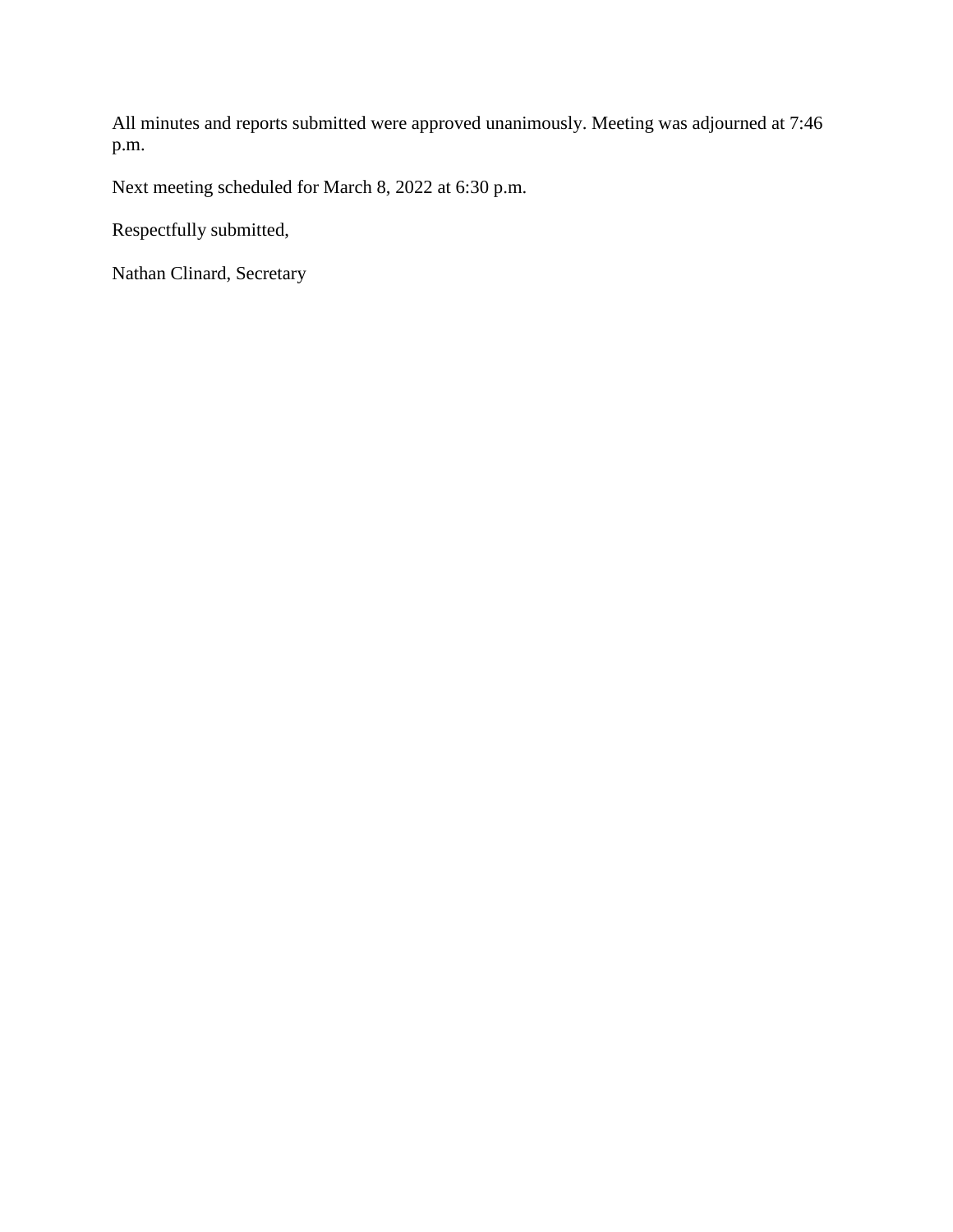All minutes and reports submitted were approved unanimously. Meeting was adjourned at 7:46 p.m.

Next meeting scheduled for March 8, 2022 at 6:30 p.m.

Respectfully submitted,

Nathan Clinard, Secretary